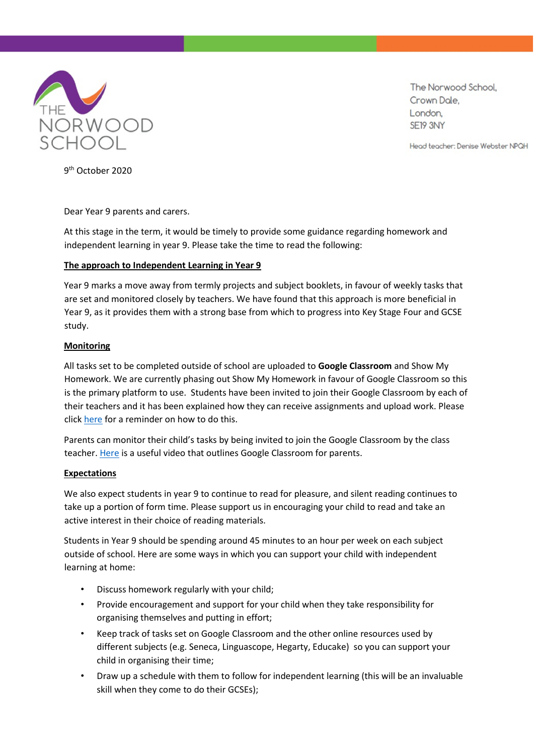THE NORWOOD SCHOOL

The Norwood School,
Crown Dale,
London,
SE19 3NY

Head teacher: Denise Webster NPQH

9th October 2020

Dear Year 9 parents and carers.

At this stage in the term, it would be timely to provide some guidance regarding homework and independent learning in year 9. Please take the time to read the following:

**The approach to Independent Learning in Year 9**

Year 9 marks a move away from termly projects and subject booklets, in favour of weekly tasks that are set and monitored closely by teachers. We have found that this approach is more beneficial in Year 9, as it provides them with a strong base from which to progress into Key Stage Four and GCSE study.

**Monitoring**

All tasks set to be completed outside of school are uploaded to **Google Classroom** and Show My Homework. We are currently phasing out Show My Homework in favour of Google Classroom so this is the primary platform to use. Students have been invited to join their Google Classroom by each of their teachers and it has been explained how they can receive assignments and upload work. Please click here for a reminder on how to do this.

Parents can monitor their child's tasks by being invited to join the Google Classroom by the class teacher. Here is a useful video that outlines Google Classroom for parents.

**Expectations**

We also expect students in year 9 to continue to read for pleasure, and silent reading continues to take up a portion of form time. Please support us in encouraging your child to read and take an active interest in their choice of reading materials.

Students in Year 9 should be spending around 45 minutes to an hour per week on each subject outside of school. Here are some ways in which you can support your child with independent learning at home:

- Discuss homework regularly with your child;
- Provide encouragement and support for your child when they take responsibility for organising themselves and putting in effort;
- Keep track of tasks set on Google Classroom and the other online resources used by different subjects (e.g. Seneca, Linguascope, Hegarty, Educake) so you can support your child in organising their time;
- Draw up a schedule with them to follow for independent learning (this will be an invaluable skill when they come to do their GCSEs);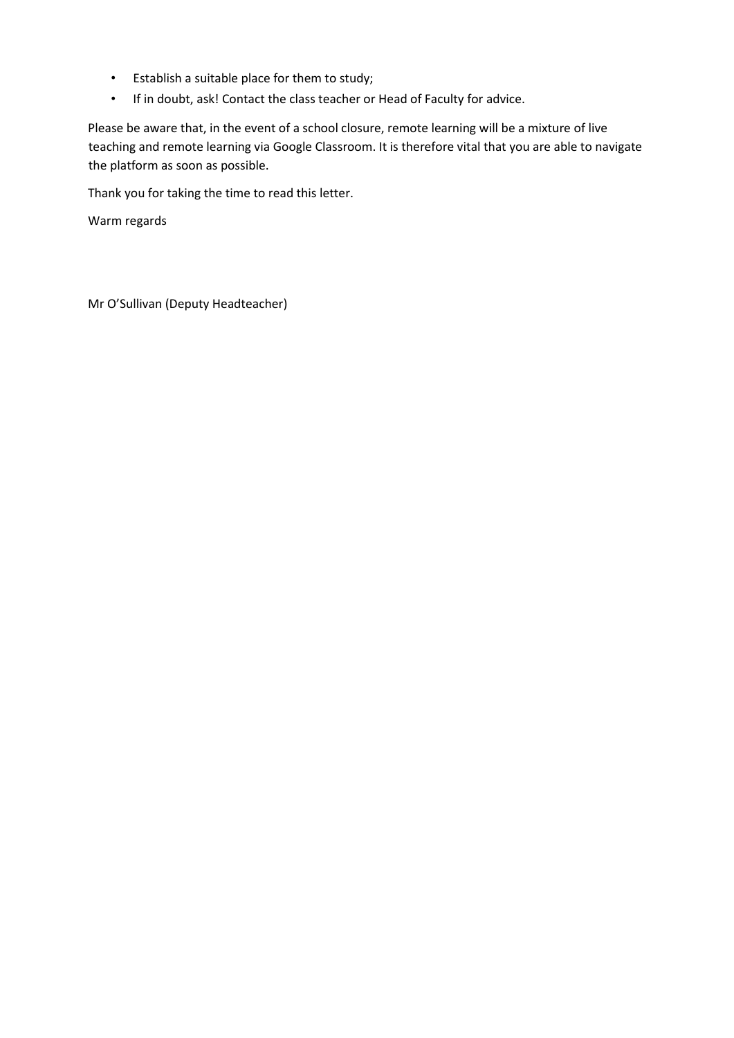- Establish a suitable place for them to study;
- If in doubt, ask! Contact the class teacher or Head of Faculty for advice.

Please be aware that, in the event of a school closure, remote learning will be a mixture of live teaching and remote learning via Google Classroom. It is therefore vital that you are able to navigate the platform as soon as possible.

Thank you for taking the time to read this letter.

Warm regards

Mr O'Sullivan (Deputy Headteacher)